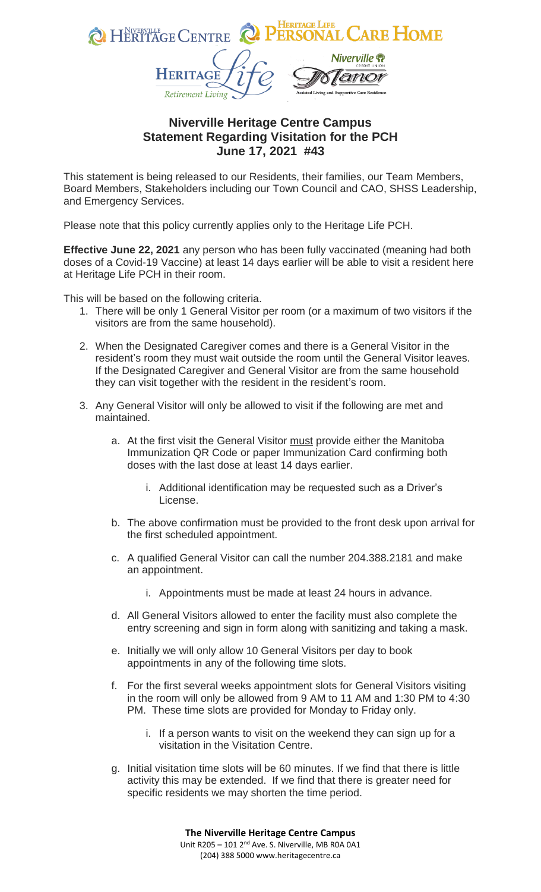## Niverville Heritage Centre Campus
## Statement Regarding Visitation for the PCH
## June 17, 2021 #43

This statement is being released to our Residents, their families, our Team Members, Board Members, Stakeholders including our Town Council and CAO, SHSS Leadership, and Emergency Services.

Please note that this policy currently applies only to the Heritage Life PCH.

**Effective June 22, 2021** any person who has been fully vaccinated (meaning had both doses of a Covid-19 Vaccine) at least 14 days earlier will be able to visit a resident here at Heritage Life PCH in their room.

This will be based on the following criteria.

1. There will be only 1 General Visitor per room (or a maximum of two visitors if the visitors are from the same household).

2. When the Designated Caregiver comes and there is a General Visitor in the resident's room they must wait outside the room until the General Visitor leaves. If the Designated Caregiver and General Visitor are from the same household they can visit together with the resident in the resident's room.

3. Any General Visitor will only be allowed to visit if the following are met and maintained.

   a. At the first visit the General Visitor must provide either the Manitoba Immunization QR Code or paper Immunization Card confirming both doses with the last dose at least 14 days earlier.

      i. Additional identification may be requested such as a Driver's License.

   b. The above confirmation must be provided to the front desk upon arrival for the first scheduled appointment.

   c. A qualified General Visitor can call the number 204.388.2181 and make an appointment.

      i. Appointments must be made at least 24 hours in advance.

   d. All General Visitors allowed to enter the facility must also complete the entry screening and sign in form along with sanitizing and taking a mask.

   e. Initially we will only allow 10 General Visitors per day to book appointments in any of the following time slots.

   f. For the first several weeks appointment slots for General Visitors visiting in the room will only be allowed from 9 AM to 11 AM and 1:30 PM to 4:30 PM. These time slots are provided for Monday to Friday only.

      i. If a person wants to visit on the weekend they can sign up for a visitation in the Visitation Centre.

   g. Initial visitation time slots will be 60 minutes. If we find that there is little activity this may be extended. If we find that there is greater need for specific residents we may shorten the time period.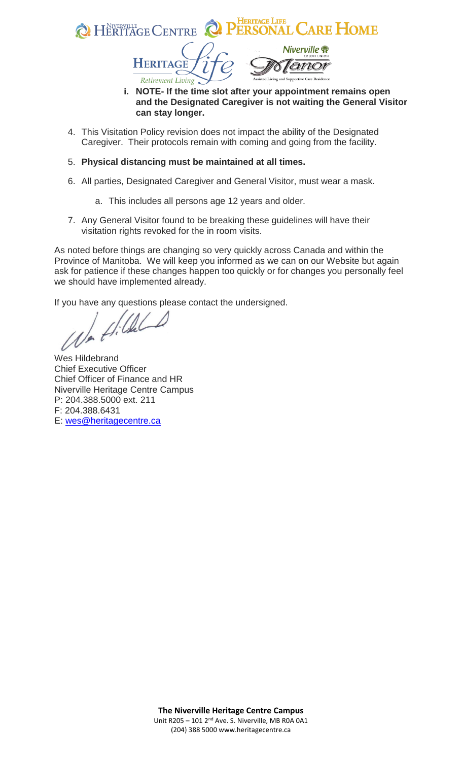i. **NOTE- If the time slot after your appointment remains open and the Designated Caregiver is not waiting the General Visitor can stay longer.**

4. This Visitation Policy revision does not impact the ability of the Designated Caregiver. Their protocols remain with coming and going from the facility.
5. **Physical distancing must be maintained at all times.**
6. All parties, Designated Caregiver and General Visitor, must wear a mask.
   a. This includes all persons age 12 years and older.
7. Any General Visitor found to be breaking these guidelines will have their visitation rights revoked for the in room visits.

As noted before things are changing so very quickly across Canada and within the Province of Manitoba. We will keep you informed as we can on our Website but again ask for patience if these changes happen too quickly or for changes you personally feel we should have implemented already.

If you have any questions please contact the undersigned.

Wes Hildebrand
Chief Executive Officer
Chief Officer of Finance and HR
Niverville Heritage Centre Campus
P: 204.388.5000 ext. 211
F: 204.388.6431
E: wes@heritagecentre.ca